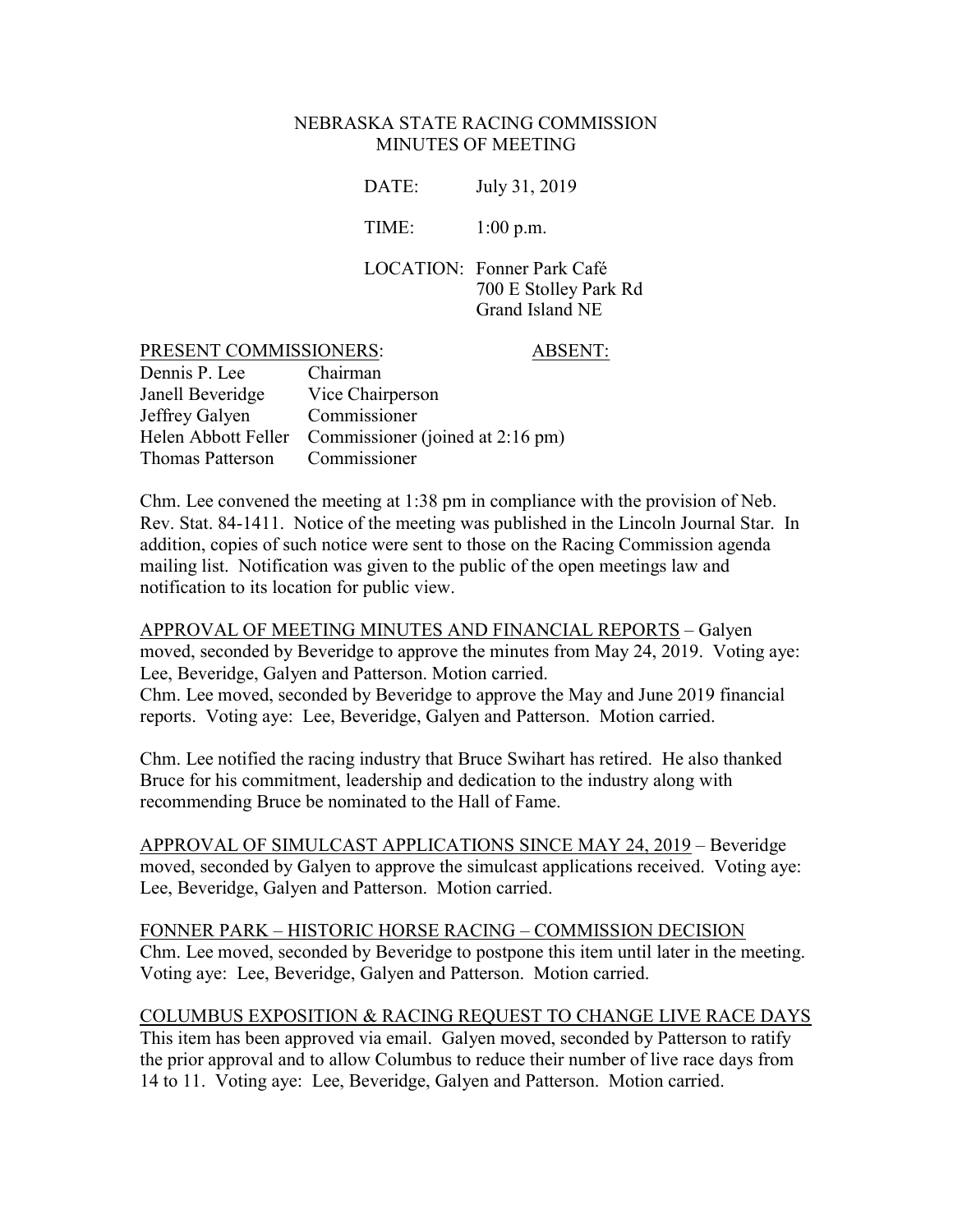# NEBRASKA STATE RACING COMMISSION
## MINUTES OF MEETING

DATE: July 31, 2019

TIME: 1:00 p.m.

LOCATION: Fonner Park Café
700 E Stolley Park Rd
Grand Island NE

| PRESENT COMMISSIONERS: | | ABSENT: |
|---|---|---|
| Dennis P. Lee | Chairman | |
| Janell Beveridge | Vice Chairperson | |
| Jeffrey Galyen | Commissioner | |
| Helen Abbott Feller | Commissioner (joined at 2:16 pm) | |
| Thomas Patterson | Commissioner | |

Chm. Lee convened the meeting at 1:38 pm in compliance with the provision of Neb. Rev. Stat. 84-1411. Notice of the meeting was published in the Lincoln Journal Star. In addition, copies of such notice were sent to those on the Racing Commission agenda mailing list. Notification was given to the public of the open meetings law and notification to its location for public view.

APPROVAL OF MEETING MINUTES AND FINANCIAL REPORTS – Galyen moved, seconded by Beveridge to approve the minutes from May 24, 2019. Voting aye: Lee, Beveridge, Galyen and Patterson. Motion carried.
Chm. Lee moved, seconded by Beveridge to approve the May and June 2019 financial reports. Voting aye: Lee, Beveridge, Galyen and Patterson. Motion carried.

Chm. Lee notified the racing industry that Bruce Swihart has retired. He also thanked Bruce for his commitment, leadership and dedication to the industry along with recommending Bruce be nominated to the Hall of Fame.

APPROVAL OF SIMULCAST APPLICATIONS SINCE MAY 24, 2019 – Beveridge moved, seconded by Galyen to approve the simulcast applications received. Voting aye: Lee, Beveridge, Galyen and Patterson. Motion carried.

FONNER PARK – HISTORIC HORSE RACING – COMMISSION DECISION
Chm. Lee moved, seconded by Beveridge to postpone this item until later in the meeting. Voting aye: Lee, Beveridge, Galyen and Patterson. Motion carried.

COLUMBUS EXPOSITION & RACING REQUEST TO CHANGE LIVE RACE DAYS
This item has been approved via email. Galyen moved, seconded by Patterson to ratify the prior approval and to allow Columbus to reduce their number of live race days from 14 to 11. Voting aye: Lee, Beveridge, Galyen and Patterson. Motion carried.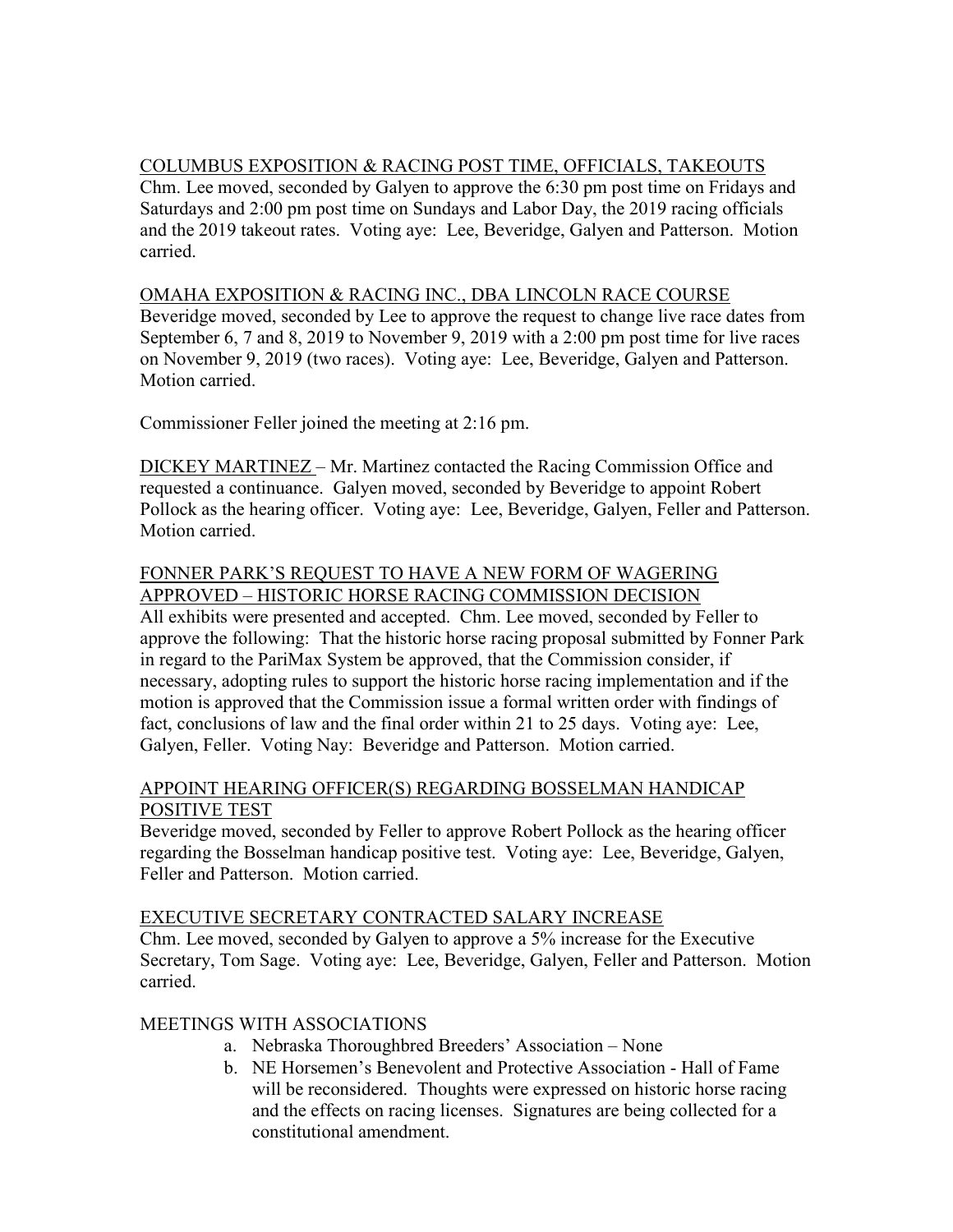COLUMBUS EXPOSITION & RACING POST TIME, OFFICIALS, TAKEOUTS

Chm. Lee moved, seconded by Galyen to approve the 6:30 pm post time on Fridays and Saturdays and 2:00 pm post time on Sundays and Labor Day, the 2019 racing officials and the 2019 takeout rates. Voting aye: Lee, Beveridge, Galyen and Patterson. Motion carried.

OMAHA EXPOSITION & RACING INC., DBA LINCOLN RACE COURSE

Beveridge moved, seconded by Lee to approve the request to change live race dates from September 6, 7 and 8, 2019 to November 9, 2019 with a 2:00 pm post time for live races on November 9, 2019 (two races). Voting aye: Lee, Beveridge, Galyen and Patterson. Motion carried.

Commissioner Feller joined the meeting at 2:16 pm.

DICKEY MARTINEZ – Mr. Martinez contacted the Racing Commission Office and requested a continuance. Galyen moved, seconded by Beveridge to appoint Robert Pollock as the hearing officer. Voting aye: Lee, Beveridge, Galyen, Feller and Patterson. Motion carried.

FONNER PARK'S REQUEST TO HAVE A NEW FORM OF WAGERING APPROVED – HISTORIC HORSE RACING COMMISSION DECISION

All exhibits were presented and accepted. Chm. Lee moved, seconded by Feller to approve the following: That the historic horse racing proposal submitted by Fonner Park in regard to the PariMax System be approved, that the Commission consider, if necessary, adopting rules to support the historic horse racing implementation and if the motion is approved that the Commission issue a formal written order with findings of fact, conclusions of law and the final order within 21 to 25 days. Voting aye: Lee, Galyen, Feller. Voting Nay: Beveridge and Patterson. Motion carried.

APPOINT HEARING OFFICER(S) REGARDING BOSSELMAN HANDICAP POSITIVE TEST

Beveridge moved, seconded by Feller to approve Robert Pollock as the hearing officer regarding the Bosselman handicap positive test. Voting aye: Lee, Beveridge, Galyen, Feller and Patterson. Motion carried.

EXECUTIVE SECRETARY CONTRACTED SALARY INCREASE

Chm. Lee moved, seconded by Galyen to approve a 5% increase for the Executive Secretary, Tom Sage. Voting aye: Lee, Beveridge, Galyen, Feller and Patterson. Motion carried.

MEETINGS WITH ASSOCIATIONS

a. Nebraska Thoroughbred Breeders' Association – None
b. NE Horsemen's Benevolent and Protective Association - Hall of Fame will be reconsidered. Thoughts were expressed on historic horse racing and the effects on racing licenses. Signatures are being collected for a constitutional amendment.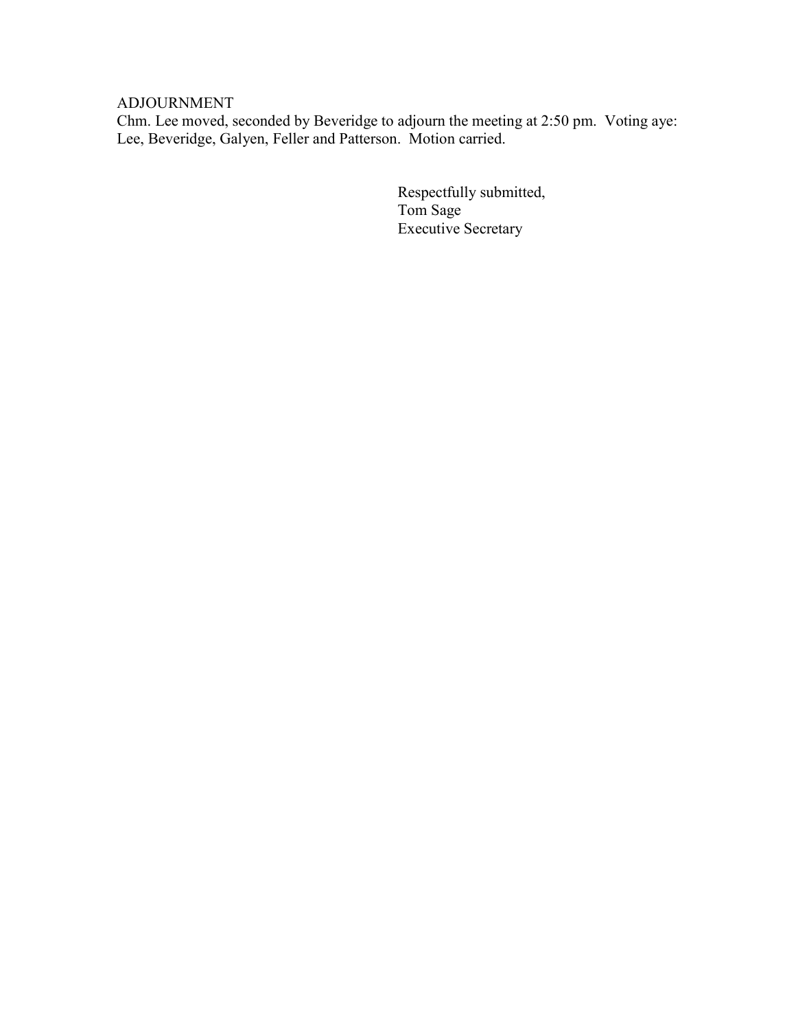ADJOURNMENT

Chm. Lee moved, seconded by Beveridge to adjourn the meeting at 2:50 pm. Voting aye: Lee, Beveridge, Galyen, Feller and Patterson. Motion carried.

Respectfully submitted,
Tom Sage
Executive Secretary